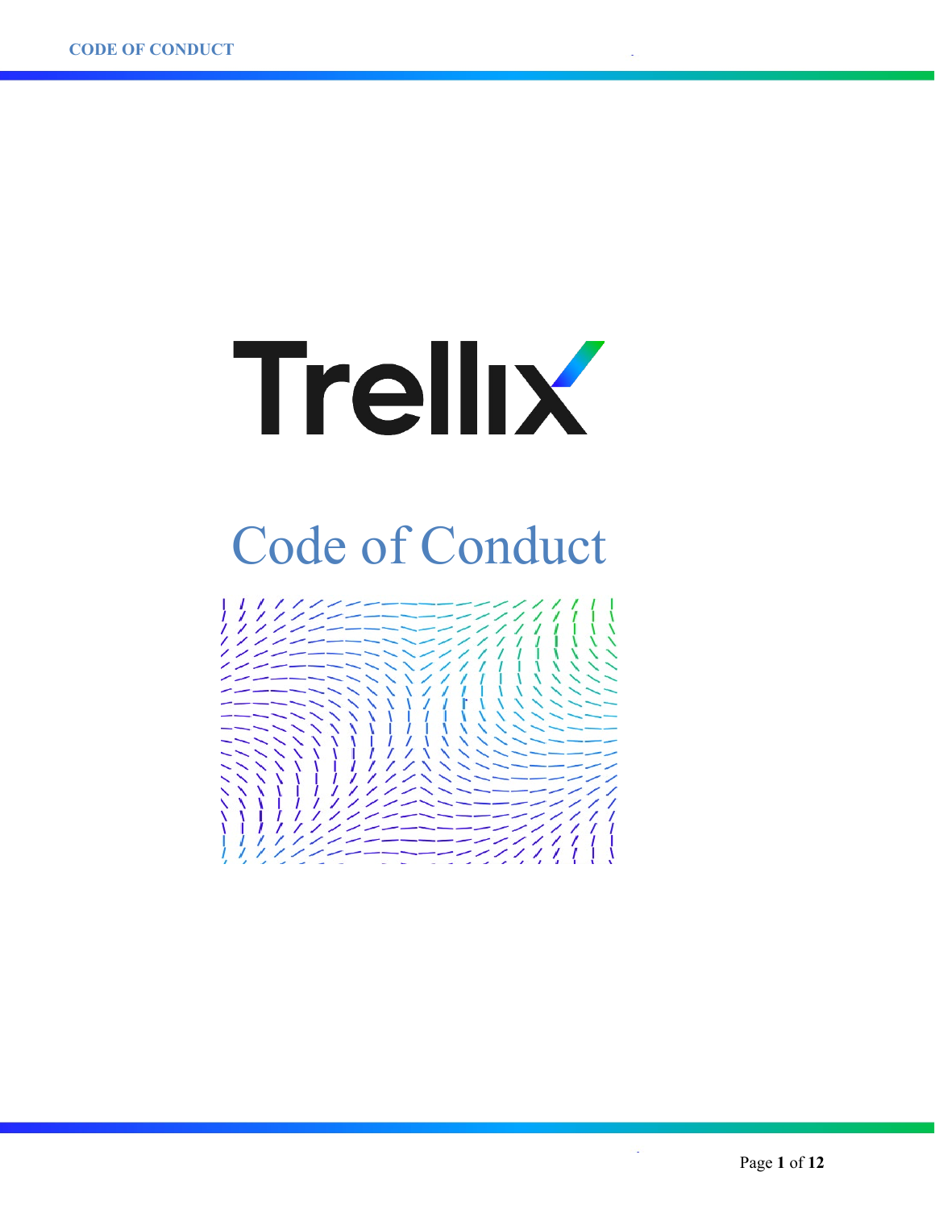# Trellix

# Code of Conduct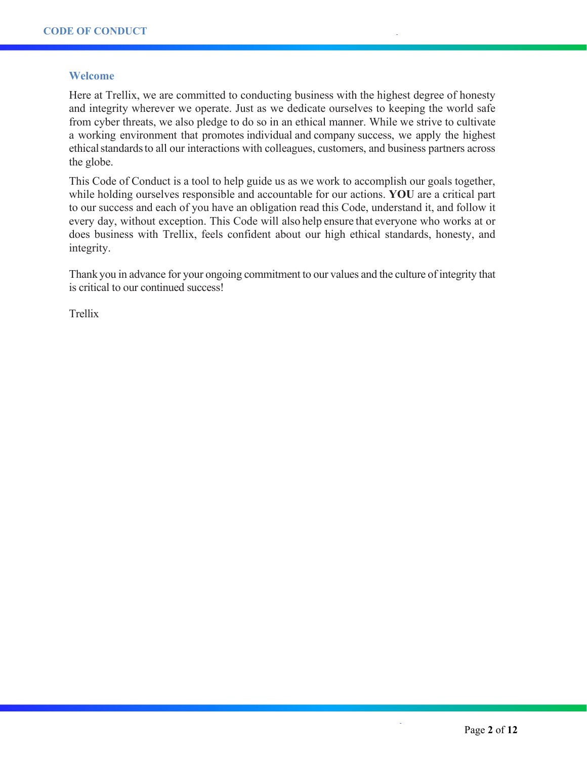## Welcome

Here at Trellix, we are committed to conducting business with the highest degree of honesty and integrity wherever we operate. Just as we dedicate ourselves to keeping the world safe from cyber threats, we also pledge to do so in an ethical manner. While we strive to cultivate a working environment that promotes individual and company success, we apply the highest ethical standards to all our interactions with colleagues, customers, and business partners across the globe.

This Code of Conduct is a tool to help guide us as we work to accomplish our goals together, while holding ourselves responsible and accountable for our actions. **YOU** are a critical part to our success and each of you have an obligation read this Code, understand it, and follow it every day, without exception. This Code will also help ensure that everyone who works at or does business with Trellix, feels confident about our high ethical standards, honesty, and integrity.

Thank you in advance for your ongoing commitment to our values and the culture of integrity that is critical to our continued success!

Trellix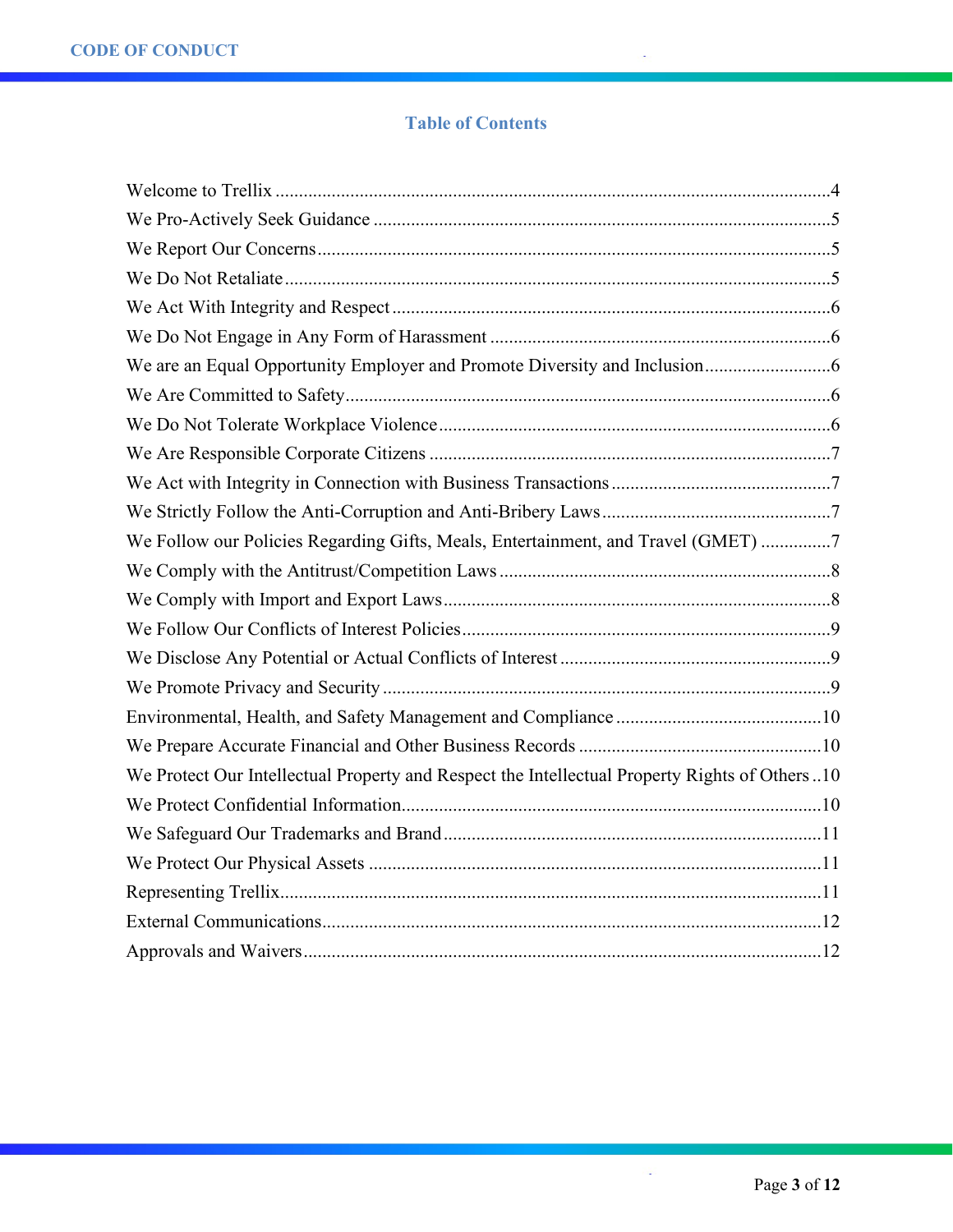## Table of Contents

Welcome to Trellix ....................................................................................................................4
We Pro-Actively Seek Guidance ................................................................................................5
We Report Our Concerns ............................................................................................................5
We Do Not Retaliate ....................................................................................................................5
We Act With Integrity and Respect .............................................................................................6
We Do Not Engage in Any Form of Harassment ........................................................................6
We are an Equal Opportunity Employer and Promote Diversity and Inclusion ..........................6
We Are Committed to Safety .......................................................................................................6
We Do Not Tolerate Workplace Violence ...................................................................................6
We Are Responsible Corporate Citizens .....................................................................................7
We Act with Integrity in Connection with Business Transactions ..............................................7
We Strictly Follow the Anti-Corruption and Anti-Bribery Laws ................................................7
We Follow our Policies Regarding Gifts, Meals, Entertainment, and Travel (GMET) ..............7
We Comply with the Antitrust/Competition Laws ......................................................................8
We Comply with Import and Export Laws ..................................................................................8
We Follow Our Conflicts of Interest Policies ..............................................................................9
We Disclose Any Potential or Actual Conflicts of Interest .........................................................9
We Promote Privacy and Security ...............................................................................................9
Environmental, Health, and Safety Management and Compliance ............................................10
We Prepare Accurate Financial and Other Business Records ....................................................10
We Protect Our Intellectual Property and Respect the Intellectual Property Rights of Others ..10
We Protect Confidential Information ..........................................................................................10
We Safeguard Our Trademarks and Brand .................................................................................11
We Protect Our Physical Assets .................................................................................................11
Representing Trellix ...................................................................................................................11
External Communications ..........................................................................................................12
Approvals and Waivers ..............................................................................................................12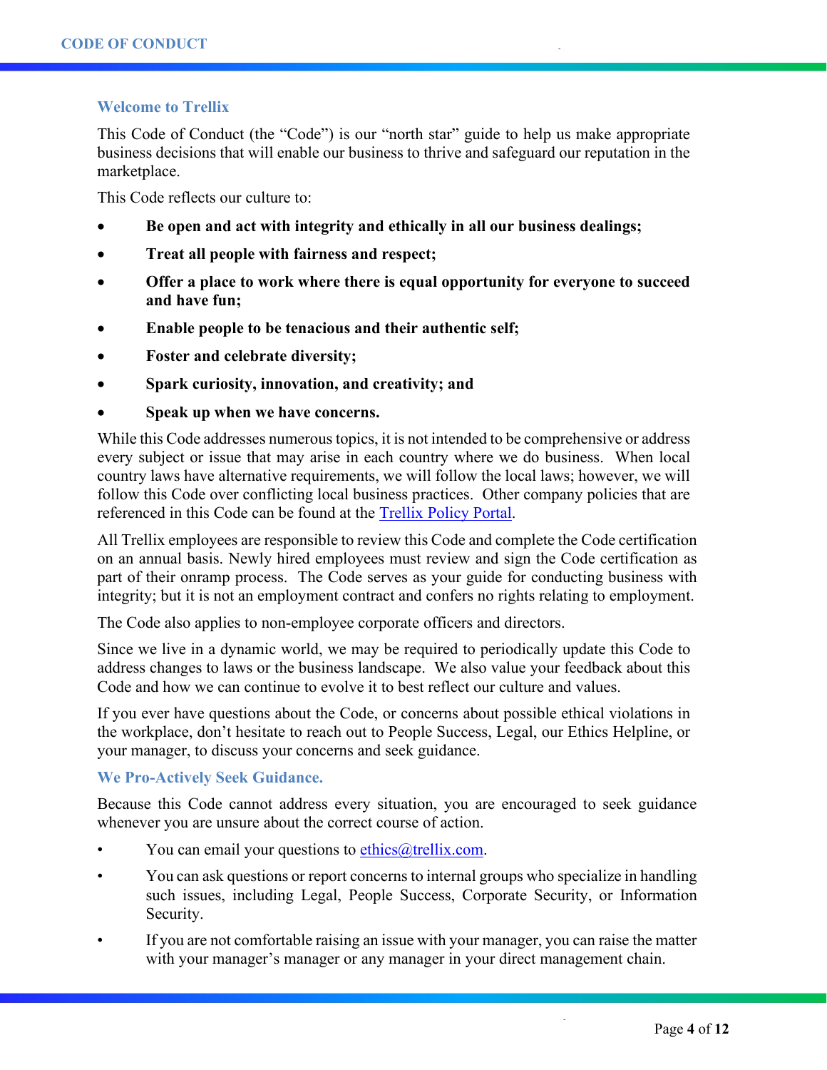## Welcome to Trellix

This Code of Conduct (the "Code") is our "north star" guide to help us make appropriate business decisions that will enable our business to thrive and safeguard our reputation in the marketplace.

This Code reflects our culture to:

- **Be open and act with integrity and ethically in all our business dealings;**
- **Treat all people with fairness and respect;**
- **Offer a place to work where there is equal opportunity for everyone to succeed and have fun;**
- **Enable people to be tenacious and their authentic self;**
- **Foster and celebrate diversity;**
- **Spark curiosity, innovation, and creativity; and**
- **Speak up when we have concerns.**

While this Code addresses numerous topics, it is not intended to be comprehensive or address every subject or issue that may arise in each country where we do business. When local country laws have alternative requirements, we will follow the local laws; however, we will follow this Code over conflicting local business practices. Other company policies that are referenced in this Code can be found at the Trellix Policy Portal.

All Trellix employees are responsible to review this Code and complete the Code certification on an annual basis. Newly hired employees must review and sign the Code certification as part of their onramp process. The Code serves as your guide for conducting business with integrity; but it is not an employment contract and confers no rights relating to employment.

The Code also applies to non-employee corporate officers and directors.

Since we live in a dynamic world, we may be required to periodically update this Code to address changes to laws or the business landscape. We also value your feedback about this Code and how we can continue to evolve it to best reflect our culture and values.

If you ever have questions about the Code, or concerns about possible ethical violations in the workplace, don't hesitate to reach out to People Success, Legal, our Ethics Helpline, or your manager, to discuss your concerns and seek guidance.

## We Pro-Actively Seek Guidance.

Because this Code cannot address every situation, you are encouraged to seek guidance whenever you are unsure about the correct course of action.

- You can email your questions to ethics@trellix.com.
- You can ask questions or report concerns to internal groups who specialize in handling such issues, including Legal, People Success, Corporate Security, or Information Security.
- If you are not comfortable raising an issue with your manager, you can raise the matter with your manager's manager or any manager in your direct management chain.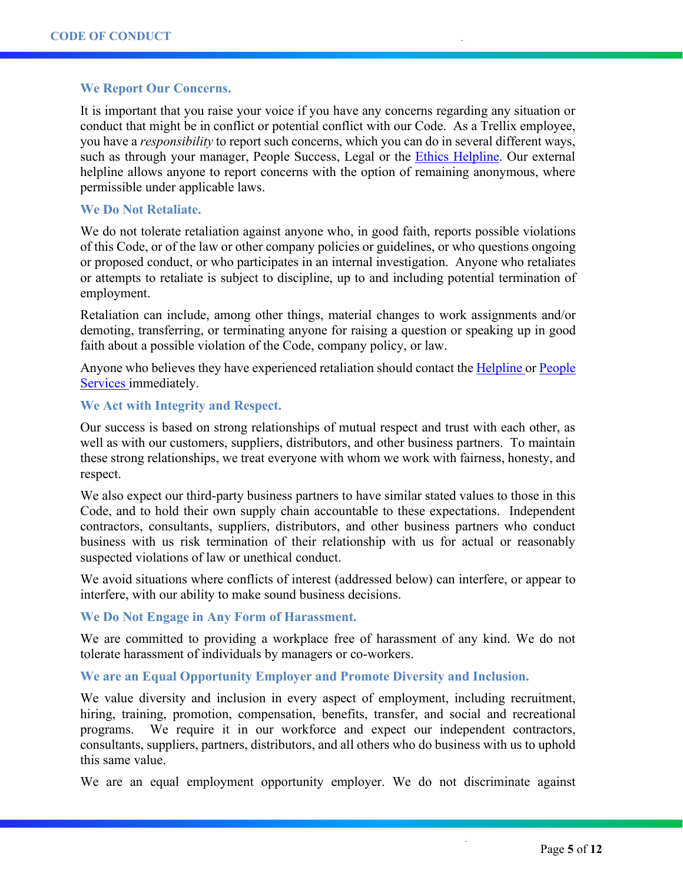### We Report Our Concerns.

It is important that you raise your voice if you have any concerns regarding any situation or conduct that might be in conflict or potential conflict with our Code. As a Trellix employee, you have a *responsibility* to report such concerns, which you can do in several different ways, such as through your manager, People Success, Legal or the Ethics Helpline. Our external helpline allows anyone to report concerns with the option of remaining anonymous, where permissible under applicable laws.

### We Do Not Retaliate.

We do not tolerate retaliation against anyone who, in good faith, reports possible violations of this Code, or of the law or other company policies or guidelines, or who questions ongoing or proposed conduct, or who participates in an internal investigation. Anyone who retaliates or attempts to retaliate is subject to discipline, up to and including potential termination of employment.

Retaliation can include, among other things, material changes to work assignments and/or demoting, transferring, or terminating anyone for raising a question or speaking up in good faith about a possible violation of the Code, company policy, or law.

Anyone who believes they have experienced retaliation should contact the Helpline or People Services immediately.

### We Act with Integrity and Respect.

Our success is based on strong relationships of mutual respect and trust with each other, as well as with our customers, suppliers, distributors, and other business partners. To maintain these strong relationships, we treat everyone with whom we work with fairness, honesty, and respect.

We also expect our third-party business partners to have similar stated values to those in this Code, and to hold their own supply chain accountable to these expectations. Independent contractors, consultants, suppliers, distributors, and other business partners who conduct business with us risk termination of their relationship with us for actual or reasonably suspected violations of law or unethical conduct.

We avoid situations where conflicts of interest (addressed below) can interfere, or appear to interfere, with our ability to make sound business decisions.

### We Do Not Engage in Any Form of Harassment.

We are committed to providing a workplace free of harassment of any kind. We do not tolerate harassment of individuals by managers or co-workers.

### We are an Equal Opportunity Employer and Promote Diversity and Inclusion.

We value diversity and inclusion in every aspect of employment, including recruitment, hiring, training, promotion, compensation, benefits, transfer, and social and recreational programs. We require it in our workforce and expect our independent contractors, consultants, suppliers, partners, distributors, and all others who do business with us to uphold this same value.

We are an equal employment opportunity employer. We do not discriminate against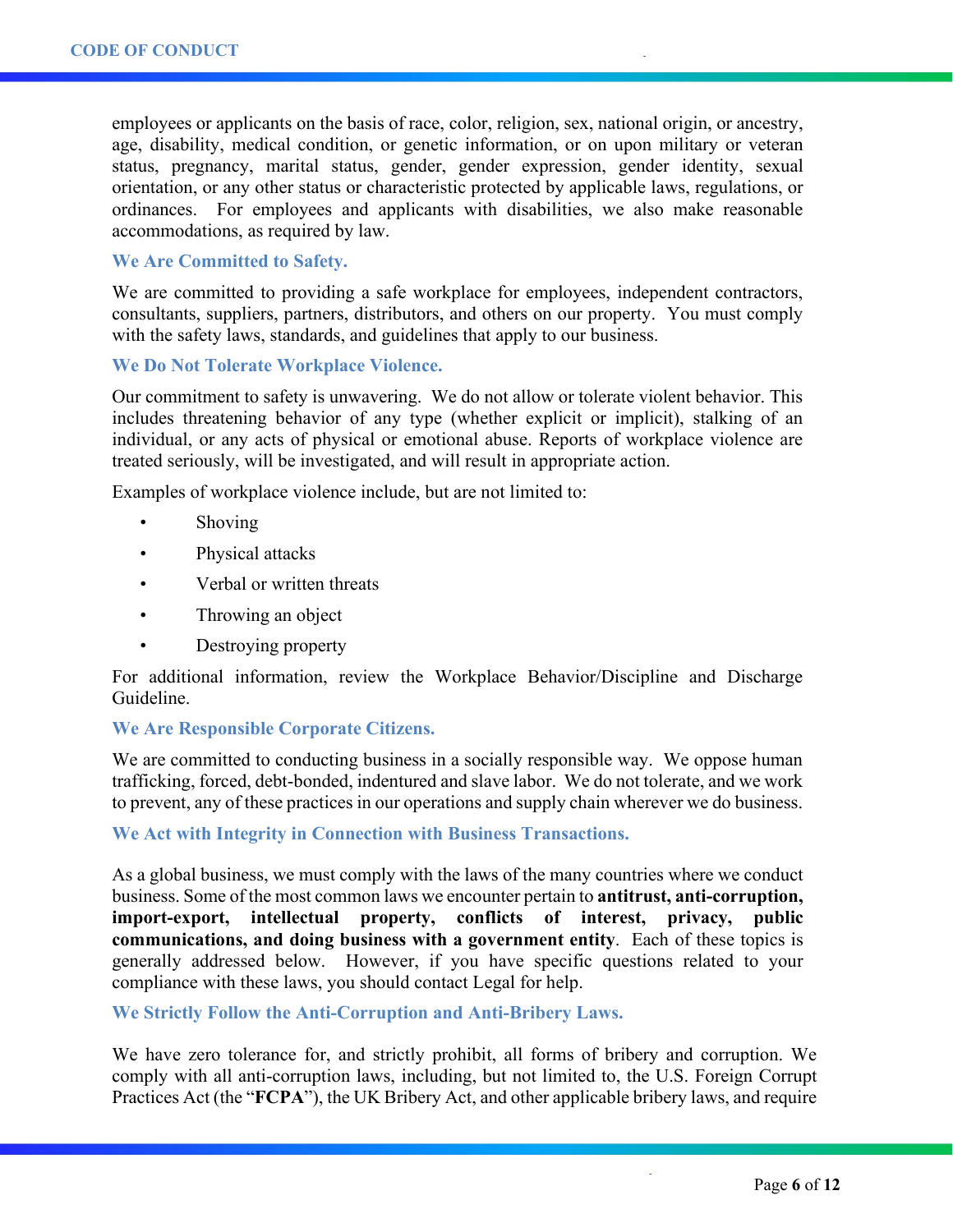employees or applicants on the basis of race, color, religion, sex, national origin, or ancestry, age, disability, medical condition, or genetic information, or on upon military or veteran status, pregnancy, marital status, gender, gender expression, gender identity, sexual orientation, or any other status or characteristic protected by applicable laws, regulations, or ordinances. For employees and applicants with disabilities, we also make reasonable accommodations, as required by law.

### We Are Committed to Safety.

We are committed to providing a safe workplace for employees, independent contractors, consultants, suppliers, partners, distributors, and others on our property. You must comply with the safety laws, standards, and guidelines that apply to our business.

### We Do Not Tolerate Workplace Violence.

Our commitment to safety is unwavering. We do not allow or tolerate violent behavior. This includes threatening behavior of any type (whether explicit or implicit), stalking of an individual, or any acts of physical or emotional abuse. Reports of workplace violence are treated seriously, will be investigated, and will result in appropriate action.

Examples of workplace violence include, but are not limited to:

- Shoving
- Physical attacks
- Verbal or written threats
- Throwing an object
- Destroying property

For additional information, review the Workplace Behavior/Discipline and Discharge Guideline.

### We Are Responsible Corporate Citizens.

We are committed to conducting business in a socially responsible way. We oppose human trafficking, forced, debt-bonded, indentured and slave labor. We do not tolerate, and we work to prevent, any of these practices in our operations and supply chain wherever we do business.

### We Act with Integrity in Connection with Business Transactions.

As a global business, we must comply with the laws of the many countries where we conduct business. Some of the most common laws we encounter pertain to **antitrust, anti-corruption, import-export, intellectual property, conflicts of interest, privacy, public communications, and doing business with a government entity**. Each of these topics is generally addressed below. However, if you have specific questions related to your compliance with these laws, you should contact Legal for help.

### We Strictly Follow the Anti-Corruption and Anti-Bribery Laws.

We have zero tolerance for, and strictly prohibit, all forms of bribery and corruption. We comply with all anti-corruption laws, including, but not limited to, the U.S. Foreign Corrupt Practices Act (the "**FCPA**"), the UK Bribery Act, and other applicable bribery laws, and require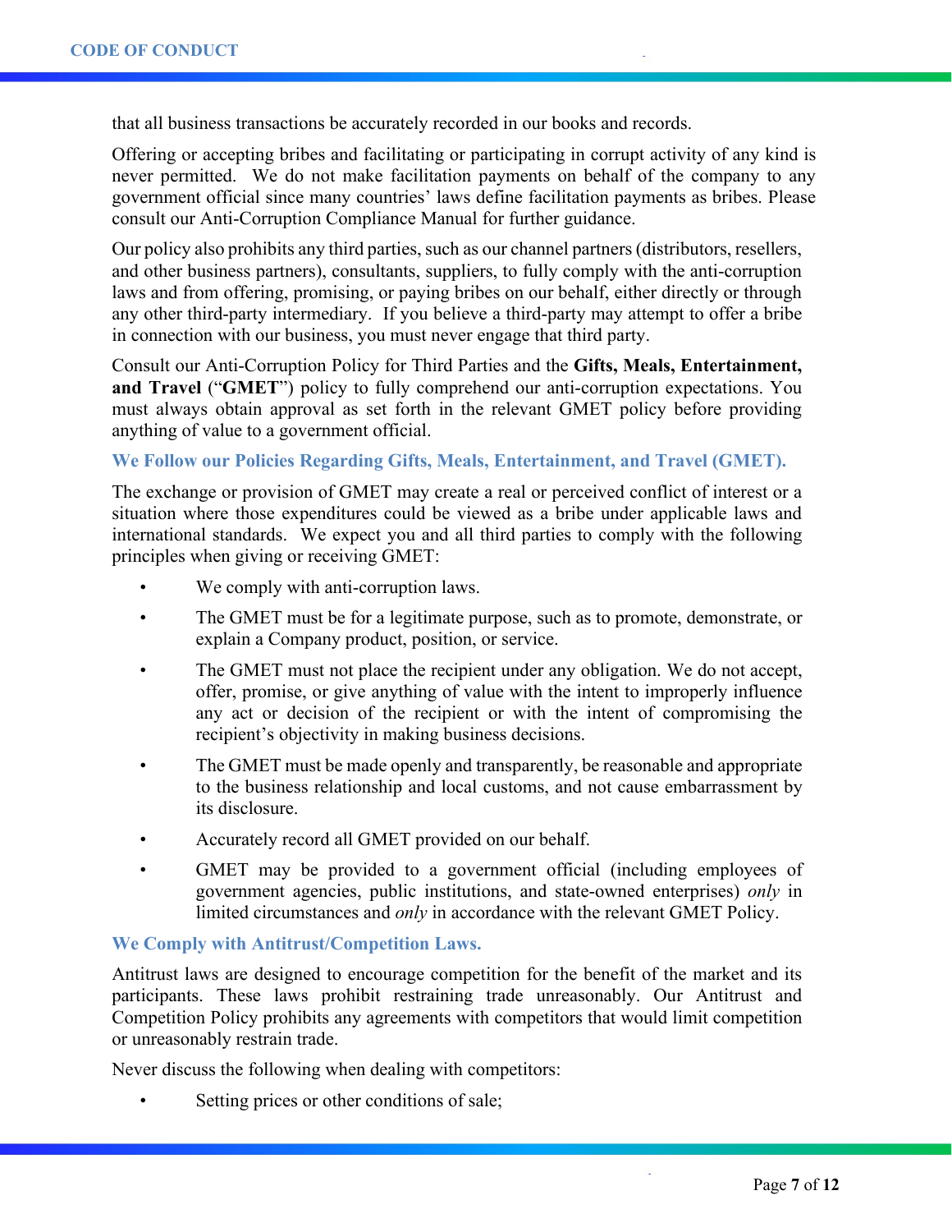that all business transactions be accurately recorded in our books and records.

Offering or accepting bribes and facilitating or participating in corrupt activity of any kind is never permitted. We do not make facilitation payments on behalf of the company to any government official since many countries' laws define facilitation payments as bribes. Please consult our Anti-Corruption Compliance Manual for further guidance.

Our policy also prohibits any third parties, such as our channel partners (distributors, resellers, and other business partners), consultants, suppliers, to fully comply with the anti-corruption laws and from offering, promising, or paying bribes on our behalf, either directly or through any other third-party intermediary. If you believe a third-party may attempt to offer a bribe in connection with our business, you must never engage that third party.

Consult our Anti-Corruption Policy for Third Parties and the **Gifts, Meals, Entertainment, and Travel** ("**GMET**") policy to fully comprehend our anti-corruption expectations. You must always obtain approval as set forth in the relevant GMET policy before providing anything of value to a government official.

### We Follow our Policies Regarding Gifts, Meals, Entertainment, and Travel (GMET).

The exchange or provision of GMET may create a real or perceived conflict of interest or a situation where those expenditures could be viewed as a bribe under applicable laws and international standards. We expect you and all third parties to comply with the following principles when giving or receiving GMET:

- We comply with anti-corruption laws.
- The GMET must be for a legitimate purpose, such as to promote, demonstrate, or explain a Company product, position, or service.
- The GMET must not place the recipient under any obligation. We do not accept, offer, promise, or give anything of value with the intent to improperly influence any act or decision of the recipient or with the intent of compromising the recipient's objectivity in making business decisions.
- The GMET must be made openly and transparently, be reasonable and appropriate to the business relationship and local customs, and not cause embarrassment by its disclosure.
- Accurately record all GMET provided on our behalf.
- GMET may be provided to a government official (including employees of government agencies, public institutions, and state-owned enterprises) *only* in limited circumstances and *only* in accordance with the relevant GMET Policy.

### We Comply with Antitrust/Competition Laws.

Antitrust laws are designed to encourage competition for the benefit of the market and its participants. These laws prohibit restraining trade unreasonably. Our Antitrust and Competition Policy prohibits any agreements with competitors that would limit competition or unreasonably restrain trade.

Never discuss the following when dealing with competitors:

- Setting prices or other conditions of sale;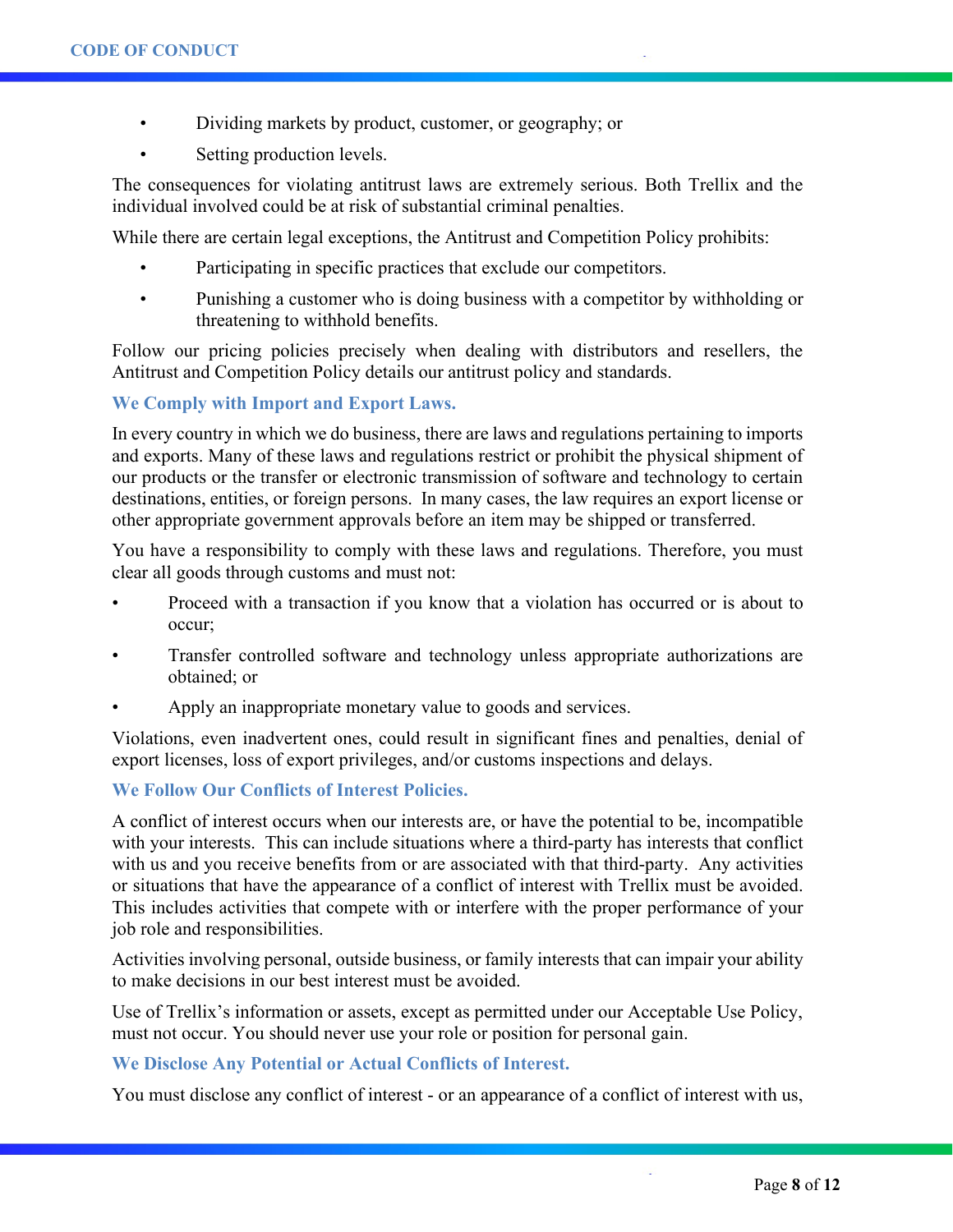- Dividing markets by product, customer, or geography; or
- Setting production levels.

The consequences for violating antitrust laws are extremely serious. Both Trellix and the individual involved could be at risk of substantial criminal penalties.

While there are certain legal exceptions, the Antitrust and Competition Policy prohibits:

- Participating in specific practices that exclude our competitors.
- Punishing a customer who is doing business with a competitor by withholding or threatening to withhold benefits.

Follow our pricing policies precisely when dealing with distributors and resellers, the Antitrust and Competition Policy details our antitrust policy and standards.

### We Comply with Import and Export Laws.

In every country in which we do business, there are laws and regulations pertaining to imports and exports. Many of these laws and regulations restrict or prohibit the physical shipment of our products or the transfer or electronic transmission of software and technology to certain destinations, entities, or foreign persons. In many cases, the law requires an export license or other appropriate government approvals before an item may be shipped or transferred.

You have a responsibility to comply with these laws and regulations. Therefore, you must clear all goods through customs and must not:

- Proceed with a transaction if you know that a violation has occurred or is about to occur;
- Transfer controlled software and technology unless appropriate authorizations are obtained; or
- Apply an inappropriate monetary value to goods and services.

Violations, even inadvertent ones, could result in significant fines and penalties, denial of export licenses, loss of export privileges, and/or customs inspections and delays.

### We Follow Our Conflicts of Interest Policies.

A conflict of interest occurs when our interests are, or have the potential to be, incompatible with your interests. This can include situations where a third-party has interests that conflict with us and you receive benefits from or are associated with that third-party. Any activities or situations that have the appearance of a conflict of interest with Trellix must be avoided. This includes activities that compete with or interfere with the proper performance of your job role and responsibilities.

Activities involving personal, outside business, or family interests that can impair your ability to make decisions in our best interest must be avoided.

Use of Trellix's information or assets, except as permitted under our Acceptable Use Policy, must not occur. You should never use your role or position for personal gain.

### We Disclose Any Potential or Actual Conflicts of Interest.

You must disclose any conflict of interest - or an appearance of a conflict of interest with us,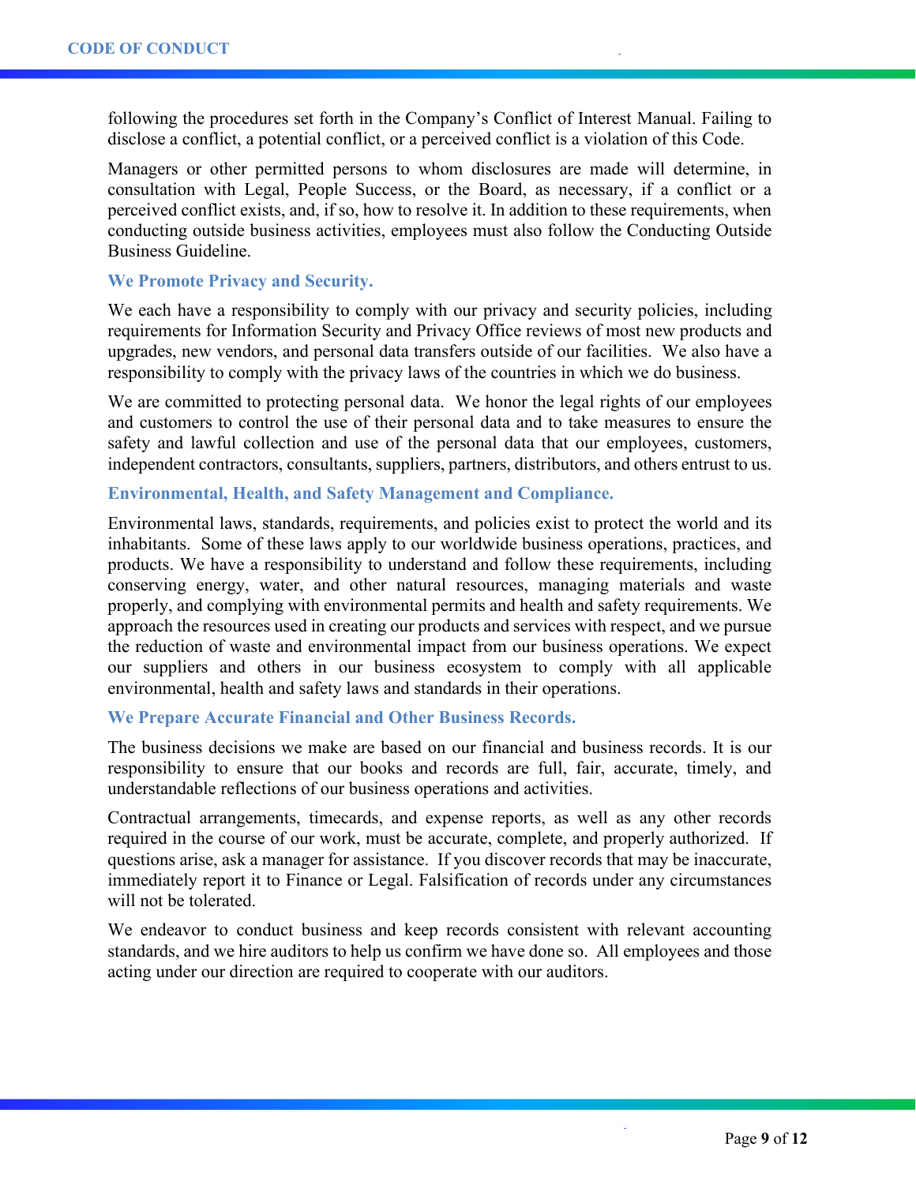following the procedures set forth in the Company's Conflict of Interest Manual. Failing to disclose a conflict, a potential conflict, or a perceived conflict is a violation of this Code.

Managers or other permitted persons to whom disclosures are made will determine, in consultation with Legal, People Success, or the Board, as necessary, if a conflict or a perceived conflict exists, and, if so, how to resolve it. In addition to these requirements, when conducting outside business activities, employees must also follow the Conducting Outside Business Guideline.

### We Promote Privacy and Security.

We each have a responsibility to comply with our privacy and security policies, including requirements for Information Security and Privacy Office reviews of most new products and upgrades, new vendors, and personal data transfers outside of our facilities. We also have a responsibility to comply with the privacy laws of the countries in which we do business.

We are committed to protecting personal data. We honor the legal rights of our employees and customers to control the use of their personal data and to take measures to ensure the safety and lawful collection and use of the personal data that our employees, customers, independent contractors, consultants, suppliers, partners, distributors, and others entrust to us.

### Environmental, Health, and Safety Management and Compliance.

Environmental laws, standards, requirements, and policies exist to protect the world and its inhabitants. Some of these laws apply to our worldwide business operations, practices, and products. We have a responsibility to understand and follow these requirements, including conserving energy, water, and other natural resources, managing materials and waste properly, and complying with environmental permits and health and safety requirements. We approach the resources used in creating our products and services with respect, and we pursue the reduction of waste and environmental impact from our business operations. We expect our suppliers and others in our business ecosystem to comply with all applicable environmental, health and safety laws and standards in their operations.

### We Prepare Accurate Financial and Other Business Records.

The business decisions we make are based on our financial and business records. It is our responsibility to ensure that our books and records are full, fair, accurate, timely, and understandable reflections of our business operations and activities.

Contractual arrangements, timecards, and expense reports, as well as any other records required in the course of our work, must be accurate, complete, and properly authorized. If questions arise, ask a manager for assistance. If you discover records that may be inaccurate, immediately report it to Finance or Legal. Falsification of records under any circumstances will not be tolerated.

We endeavor to conduct business and keep records consistent with relevant accounting standards, and we hire auditors to help us confirm we have done so. All employees and those acting under our direction are required to cooperate with our auditors.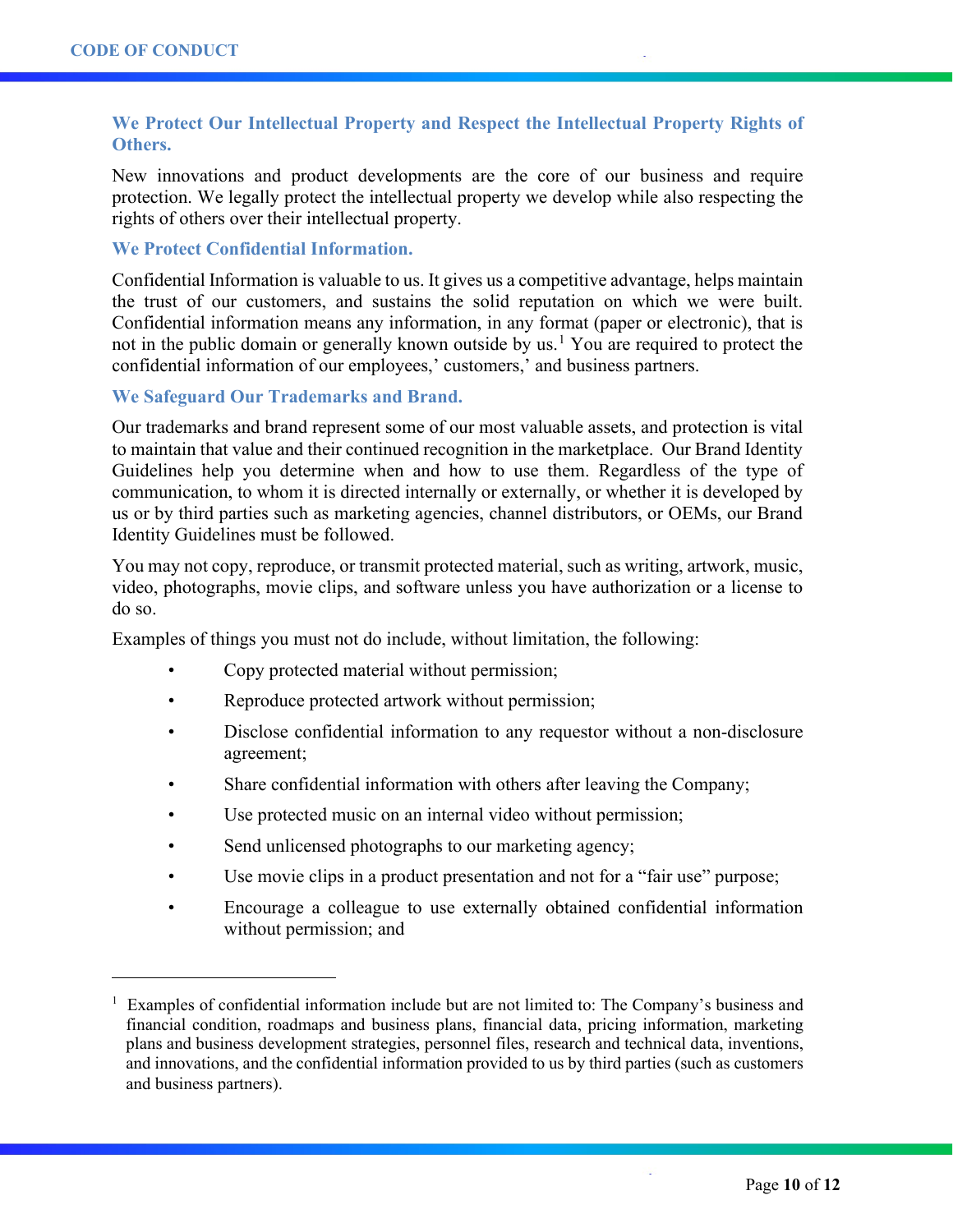### We Protect Our Intellectual Property and Respect the Intellectual Property Rights of Others.

New innovations and product developments are the core of our business and require protection. We legally protect the intellectual property we develop while also respecting the rights of others over their intellectual property.

### We Protect Confidential Information.

Confidential Information is valuable to us. It gives us a competitive advantage, helps maintain the trust of our customers, and sustains the solid reputation on which we were built. Confidential information means any information, in any format (paper or electronic), that is not in the public domain or generally known outside by us.[1] You are required to protect the confidential information of our employees,' customers,' and business partners.

### We Safeguard Our Trademarks and Brand.

Our trademarks and brand represent some of our most valuable assets, and protection is vital to maintain that value and their continued recognition in the marketplace. Our Brand Identity Guidelines help you determine when and how to use them. Regardless of the type of communication, to whom it is directed internally or externally, or whether it is developed by us or by third parties such as marketing agencies, channel distributors, or OEMs, our Brand Identity Guidelines must be followed.

You may not copy, reproduce, or transmit protected material, such as writing, artwork, music, video, photographs, movie clips, and software unless you have authorization or a license to do so.

Examples of things you must not do include, without limitation, the following:

- Copy protected material without permission;
- Reproduce protected artwork without permission;
- Disclose confidential information to any requestor without a non-disclosure agreement;
- Share confidential information with others after leaving the Company;
- Use protected music on an internal video without permission;
- Send unlicensed photographs to our marketing agency;
- Use movie clips in a product presentation and not for a "fair use" purpose;
- Encourage a colleague to use externally obtained confidential information without permission; and

---

[1] Examples of confidential information include but are not limited to: The Company's business and financial condition, roadmaps and business plans, financial data, pricing information, marketing plans and business development strategies, personnel files, research and technical data, inventions, and innovations, and the confidential information provided to us by third parties (such as customers and business partners).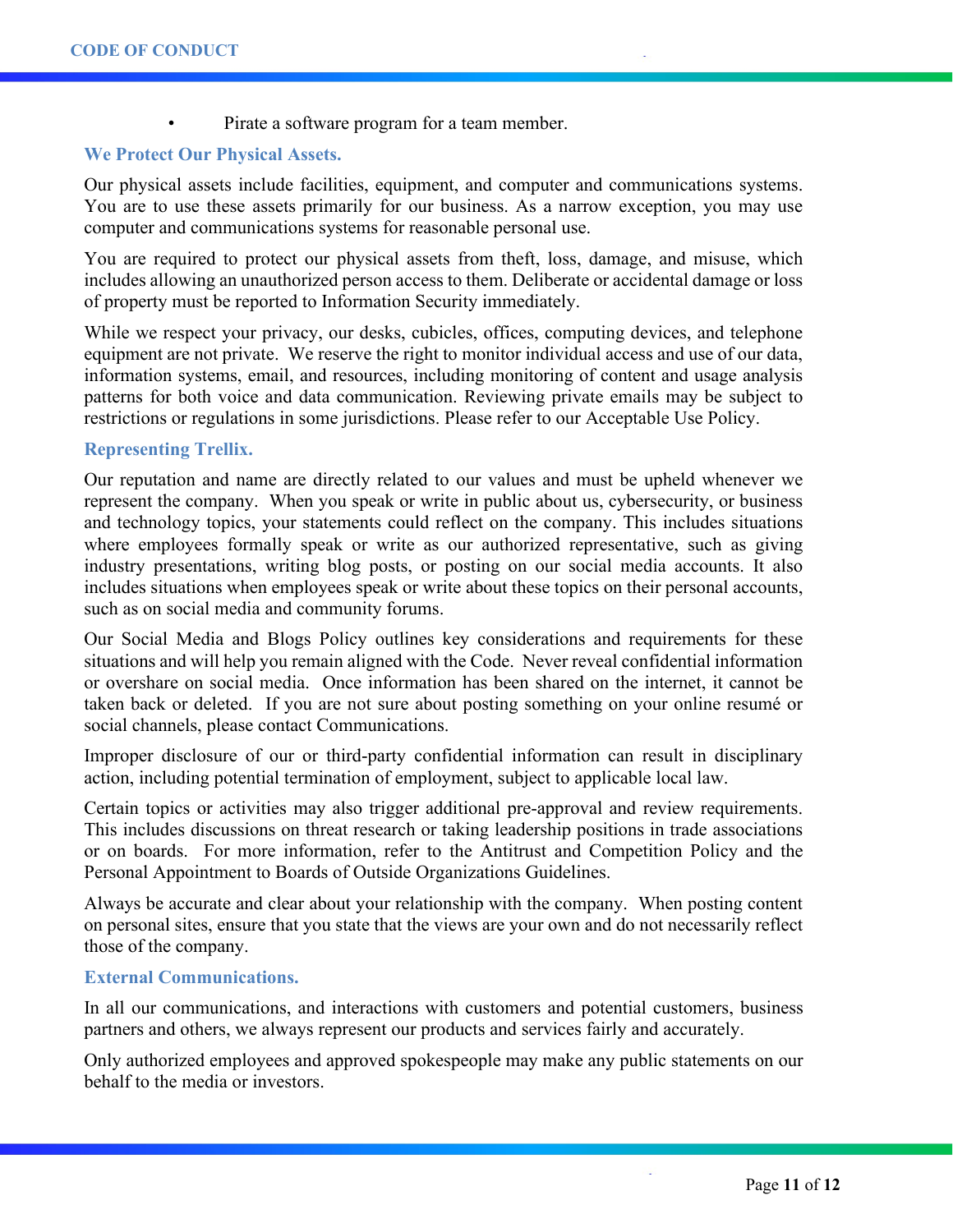- Pirate a software program for a team member.

### We Protect Our Physical Assets.

Our physical assets include facilities, equipment, and computer and communications systems. You are to use these assets primarily for our business. As a narrow exception, you may use computer and communications systems for reasonable personal use.

You are required to protect our physical assets from theft, loss, damage, and misuse, which includes allowing an unauthorized person access to them. Deliberate or accidental damage or loss of property must be reported to Information Security immediately.

While we respect your privacy, our desks, cubicles, offices, computing devices, and telephone equipment are not private. We reserve the right to monitor individual access and use of our data, information systems, email, and resources, including monitoring of content and usage analysis patterns for both voice and data communication. Reviewing private emails may be subject to restrictions or regulations in some jurisdictions. Please refer to our Acceptable Use Policy.

### Representing Trellix.

Our reputation and name are directly related to our values and must be upheld whenever we represent the company. When you speak or write in public about us, cybersecurity, or business and technology topics, your statements could reflect on the company. This includes situations where employees formally speak or write as our authorized representative, such as giving industry presentations, writing blog posts, or posting on our social media accounts. It also includes situations when employees speak or write about these topics on their personal accounts, such as on social media and community forums.

Our Social Media and Blogs Policy outlines key considerations and requirements for these situations and will help you remain aligned with the Code. Never reveal confidential information or overshare on social media. Once information has been shared on the internet, it cannot be taken back or deleted. If you are not sure about posting something on your online resumé or social channels, please contact Communications.

Improper disclosure of our or third-party confidential information can result in disciplinary action, including potential termination of employment, subject to applicable local law.

Certain topics or activities may also trigger additional pre-approval and review requirements. This includes discussions on threat research or taking leadership positions in trade associations or on boards. For more information, refer to the Antitrust and Competition Policy and the Personal Appointment to Boards of Outside Organizations Guidelines.

Always be accurate and clear about your relationship with the company. When posting content on personal sites, ensure that you state that the views are your own and do not necessarily reflect those of the company.

### External Communications.

In all our communications, and interactions with customers and potential customers, business partners and others, we always represent our products and services fairly and accurately.

Only authorized employees and approved spokespeople may make any public statements on our behalf to the media or investors.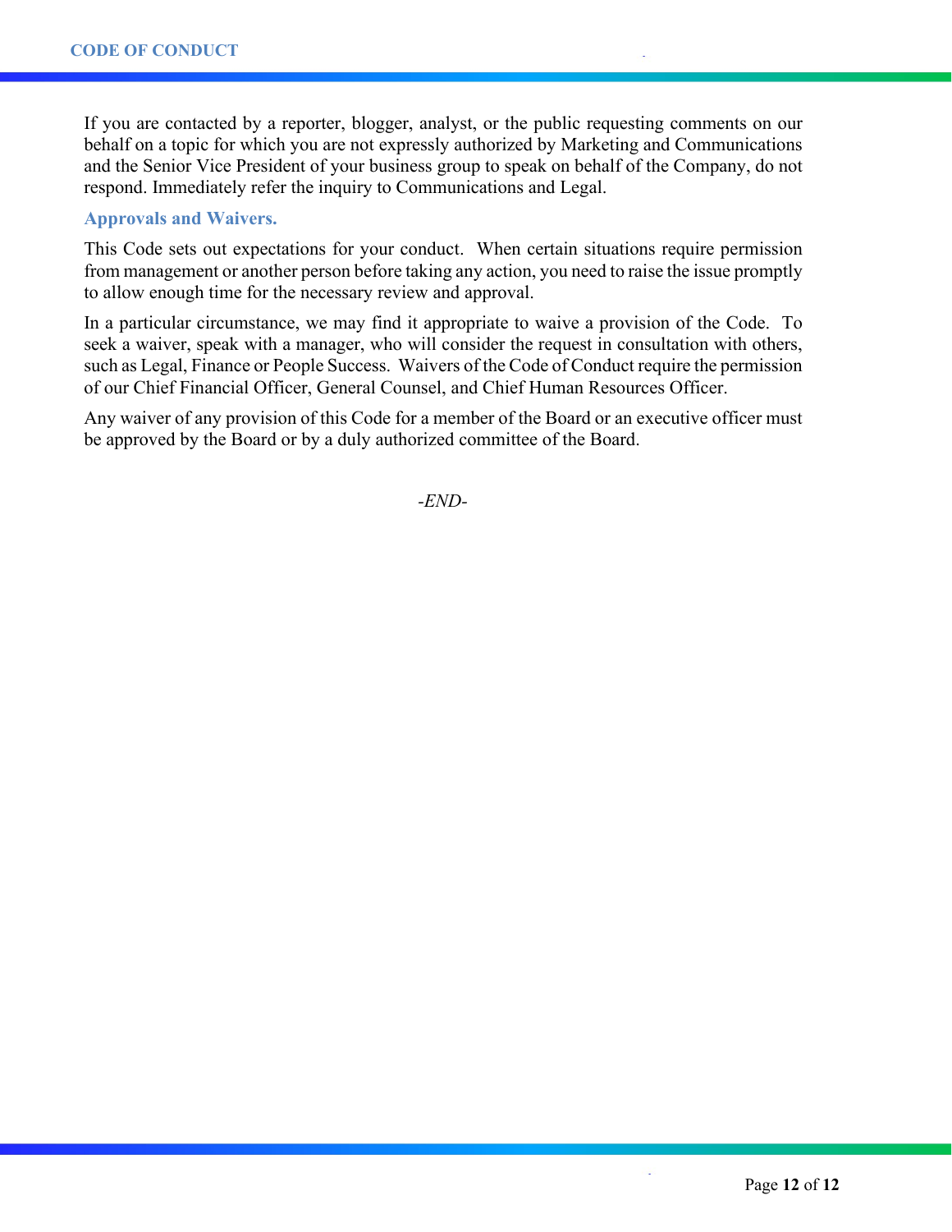If you are contacted by a reporter, blogger, analyst, or the public requesting comments on our behalf on a topic for which you are not expressly authorized by Marketing and Communications and the Senior Vice President of your business group to speak on behalf of the Company, do not respond. Immediately refer the inquiry to Communications and Legal.

### Approvals and Waivers.

This Code sets out expectations for your conduct. When certain situations require permission from management or another person before taking any action, you need to raise the issue promptly to allow enough time for the necessary review and approval.

In a particular circumstance, we may find it appropriate to waive a provision of the Code. To seek a waiver, speak with a manager, who will consider the request in consultation with others, such as Legal, Finance or People Success. Waivers of the Code of Conduct require the permission of our Chief Financial Officer, General Counsel, and Chief Human Resources Officer.

Any waiver of any provision of this Code for a member of the Board or an executive officer must be approved by the Board or by a duly authorized committee of the Board.

*-END-*